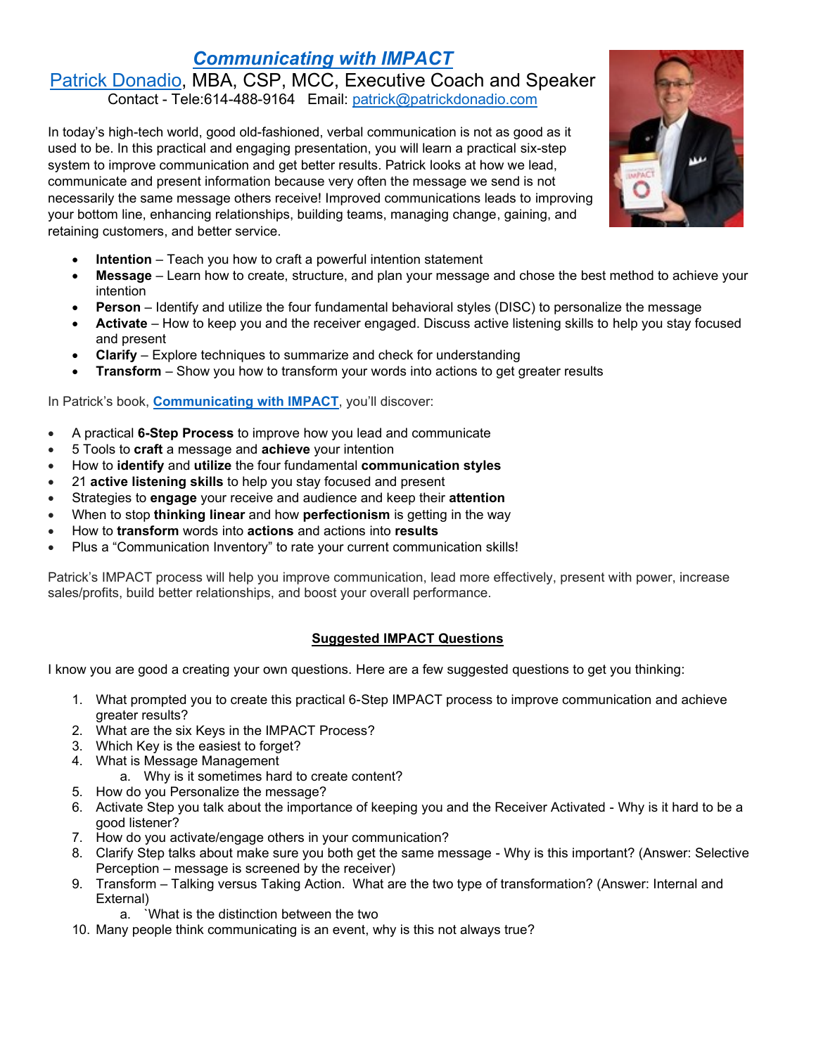# *Communicating with IMPACT*

## Patrick Donadio, MBA, CSP, MCC, Executive Coach and Speaker

Contact - Tele:614-488-9164 Email: patrick@patrickdonadio.com

In today's high-tech world, good old-fashioned, verbal communication is not as good as it used to be. In this practical and engaging presentation, you will learn a practical six-step system to improve communication and get better results. Patrick looks at how we lead, communicate and present information because very often the message we send is not necessarily the same message others receive! Improved communications leads to improving your bottom line, enhancing relationships, building teams, managing change, gaining, and retaining customers, and better service.

- **Intention** – Teach you how to craft a powerful intention statement
- **Message** – Learn how to create, structure, and plan your message and chose the best method to achieve your intention
- **Person** – Identify and utilize the four fundamental behavioral styles (DISC) to personalize the message
- **Activate** – How to keep you and the receiver engaged. Discuss active listening skills to help you stay focused and present
- **Clarify** – Explore techniques to summarize and check for understanding
- **Transform** – Show you how to transform your words into actions to get greater results

In Patrick's book, **Communicating with IMPACT**, you'll discover:

- A practical **6-Step Process** to improve how you lead and communicate
- 5 Tools to **craft** a message and **achieve** your intention
- How to **identify** and **utilize** the four fundamental **communication styles**
- 21 **active listening skills** to help you stay focused and present
- Strategies to **engage** your receive and audience and keep their **attention**
- When to stop **thinking linear** and how **perfectionism** is getting in the way
- How to **transform** words into **actions** and actions into **results**
- Plus a "Communication Inventory" to rate your current communication skills!

Patrick's IMPACT process will help you improve communication, lead more effectively, present with power, increase sales/profits, build better relationships, and boost your overall performance.

## Suggested IMPACT Questions

I know you are good a creating your own questions. Here are a few suggested questions to get you thinking:

1. What prompted you to create this practical 6-Step IMPACT process to improve communication and achieve greater results?
2. What are the six Keys in the IMPACT Process?
3. Which Key is the easiest to forget?
4. What is Message Management
   a. Why is it sometimes hard to create content?
5. How do you Personalize the message?
6. Activate Step you talk about the importance of keeping you and the Receiver Activated - Why is it hard to be a good listener?
7. How do you activate/engage others in your communication?
8. Clarify Step talks about make sure you both get the same message - Why is this important? (Answer: Selective Perception – message is screened by the receiver)
9. Transform – Talking versus Taking Action. What are the two type of transformation? (Answer: Internal and External)
   a. `What is the distinction between the two
10. Many people think communicating is an event, why is this not always true?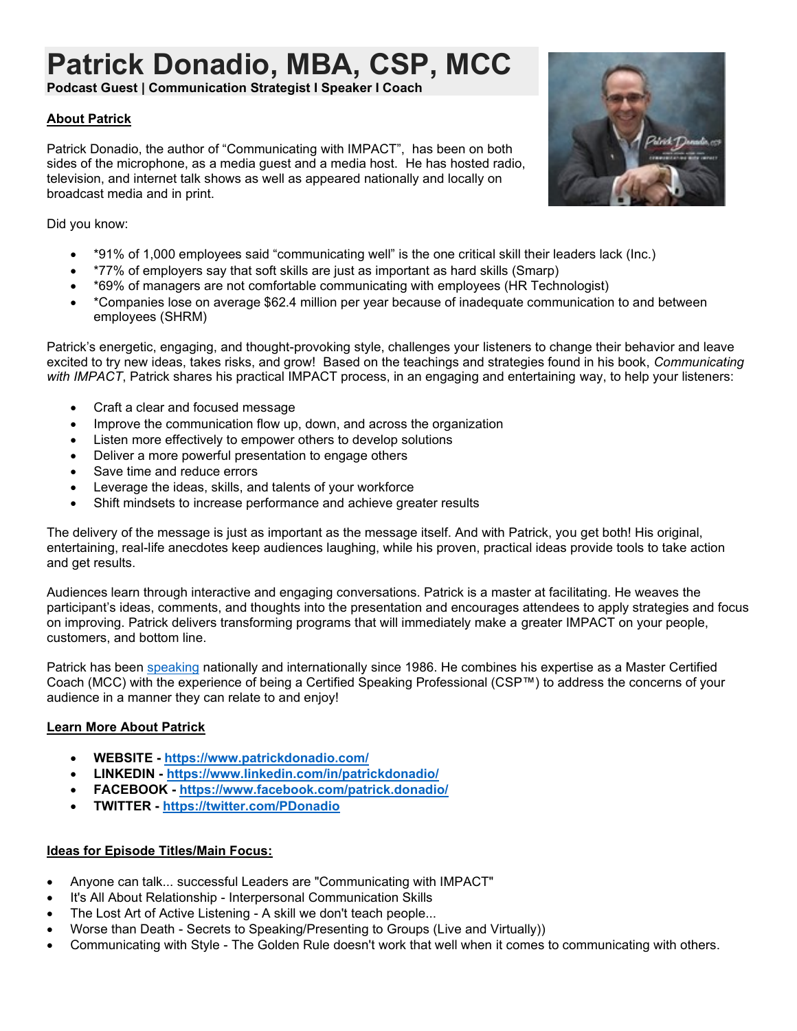# Patrick Donadio, MBA, CSP, MCC

**Podcast Guest | Communication Strategist I Speaker I Coach**

## About Patrick

Patrick Donadio, the author of "Communicating with IMPACT", has been on both sides of the microphone, as a media guest and a media host. He has hosted radio, television, and internet talk shows as well as appeared nationally and locally on broadcast media and in print.

Did you know:

- *91% of 1,000 employees said "communicating well" is the one critical skill their leaders lack (Inc.)
- *77% of employers say that soft skills are just as important as hard skills (Smarp)
- *69% of managers are not comfortable communicating with employees (HR Technologist)
- *Companies lose on average $62.4 million per year because of inadequate communication to and between employees (SHRM)

Patrick's energetic, engaging, and thought-provoking style, challenges your listeners to change their behavior and leave excited to try new ideas, takes risks, and grow! Based on the teachings and strategies found in his book, *Communicating with IMPACT*, Patrick shares his practical IMPACT process, in an engaging and entertaining way, to help your listeners:

- Craft a clear and focused message
- Improve the communication flow up, down, and across the organization
- Listen more effectively to empower others to develop solutions
- Deliver a more powerful presentation to engage others
- Save time and reduce errors
- Leverage the ideas, skills, and talents of your workforce
- Shift mindsets to increase performance and achieve greater results

The delivery of the message is just as important as the message itself. And with Patrick, you get both! His original, entertaining, real-life anecdotes keep audiences laughing, while his proven, practical ideas provide tools to take action and get results.

Audiences learn through interactive and engaging conversations. Patrick is a master at facilitating. He weaves the participant's ideas, comments, and thoughts into the presentation and encourages attendees to apply strategies and focus on improving. Patrick delivers transforming programs that will immediately make a greater IMPACT on your people, customers, and bottom line.

Patrick has been speaking nationally and internationally since 1986. He combines his expertise as a Master Certified Coach (MCC) with the experience of being a Certified Speaking Professional (CSP™) to address the concerns of your audience in a manner they can relate to and enjoy!

## Learn More About Patrick

- **WEBSITE - https://www.patrickdonadio.com/**
- **LINKEDIN - https://www.linkedin.com/in/patrickdonadio/**
- **FACEBOOK - https://www.facebook.com/patrick.donadio/**
- **TWITTER - https://twitter.com/PDonadio**

## Ideas for Episode Titles/Main Focus:

- Anyone can talk... successful Leaders are "Communicating with IMPACT"
- It's All About Relationship - Interpersonal Communication Skills
- The Lost Art of Active Listening - A skill we don't teach people...
- Worse than Death - Secrets to Speaking/Presenting to Groups (Live and Virtually))
- Communicating with Style - The Golden Rule doesn't work that well when it comes to communicating with others.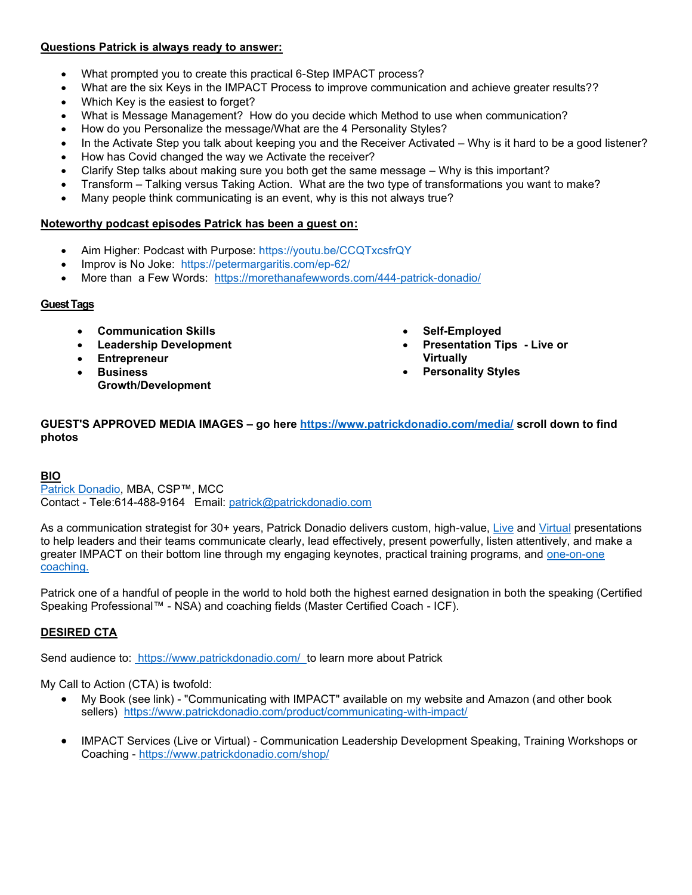**Questions Patrick is always ready to answer:**

- What prompted you to create this practical 6-Step IMPACT process?
- What are the six Keys in the IMPACT Process to improve communication and achieve greater results??
- Which Key is the easiest to forget?
- What is Message Management? How do you decide which Method to use when communication?
- How do you Personalize the message/What are the 4 Personality Styles?
- In the Activate Step you talk about keeping you and the Receiver Activated – Why is it hard to be a good listener?
- How has Covid changed the way we Activate the receiver?
- Clarify Step talks about making sure you both get the same message – Why is this important?
- Transform – Talking versus Taking Action. What are the two type of transformations you want to make?
- Many people think communicating is an event, why is this not always true?

**Noteworthy podcast episodes Patrick has been a guest on:**

- Aim Higher: Podcast with Purpose: https://youtu.be/CCQTxcsfrQY
- Improv is No Joke: https://petermargaritis.com/ep-62/
- More than a Few Words: https://morethanafewwords.com/444-patrick-donadio/

**Guest Tags**

- **Communication Skills**
- **Leadership Development**
- **Entrepreneur**
- **Business Growth/Development**
- **Self-Employed**
- **Presentation Tips - Live or Virtually**
- **Personality Styles**

**GUEST'S APPROVED MEDIA IMAGES – go here https://www.patrickdonadio.com/media/ scroll down to find photos**

**BIO**

Patrick Donadio, MBA, CSP™, MCC
Contact - Tele:614-488-9164 Email: patrick@patrickdonadio.com

As a communication strategist for 30+ years, Patrick Donadio delivers custom, high-value, Live and Virtual presentations to help leaders and their teams communicate clearly, lead effectively, present powerfully, listen attentively, and make a greater IMPACT on their bottom line through my engaging keynotes, practical training programs, and one-on-one coaching.

Patrick one of a handful of people in the world to hold both the highest earned designation in both the speaking (Certified Speaking Professional™ - NSA) and coaching fields (Master Certified Coach - ICF).

**DESIRED CTA**

Send audience to: https://www.patrickdonadio.com/ to learn more about Patrick

My Call to Action (CTA) is twofold:

- My Book (see link) - "Communicating with IMPACT" available on my website and Amazon (and other book sellers) https://www.patrickdonadio.com/product/communicating-with-impact/
- IMPACT Services (Live or Virtual) - Communication Leadership Development Speaking, Training Workshops or Coaching - https://www.patrickdonadio.com/shop/